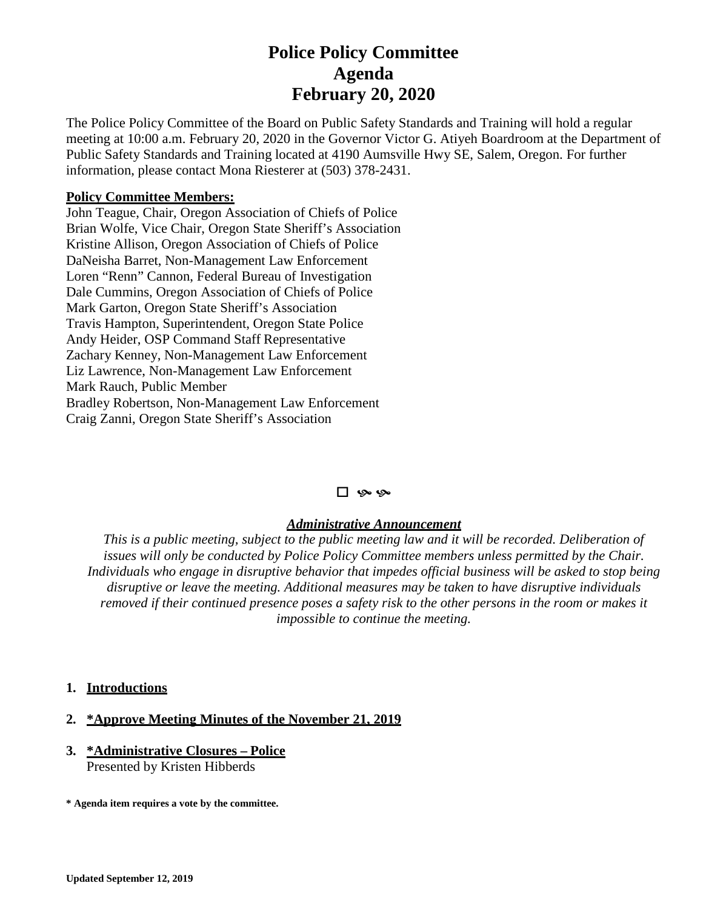# Police Policy Committee
# Agenda
# February 20, 2020

The Police Policy Committee of the Board on Public Safety Standards and Training will hold a regular meeting at 10:00 a.m. February 20, 2020 in the Governor Victor G. Atiyeh Boardroom at the Department of Public Safety Standards and Training located at 4190 Aumsville Hwy SE, Salem, Oregon. For further information, please contact Mona Riesterer at (503) 378-2431.

**Policy Committee Members:**

John Teague, Chair, Oregon Association of Chiefs of Police
Brian Wolfe, Vice Chair, Oregon State Sheriff's Association
Kristine Allison, Oregon Association of Chiefs of Police
DaNeisha Barret, Non-Management Law Enforcement
Loren "Renn" Cannon, Federal Bureau of Investigation
Dale Cummins, Oregon Association of Chiefs of Police
Mark Garton, Oregon State Sheriff's Association
Travis Hampton, Superintendent, Oregon State Police
Andy Heider, OSP Command Staff Representative
Zachary Kenney, Non-Management Law Enforcement
Liz Lawrence, Non-Management Law Enforcement
Mark Rauch, Public Member
Bradley Robertson, Non-Management Law Enforcement
Craig Zanni, Oregon State Sheriff's Association

***Administrative Announcement***

*This is a public meeting, subject to the public meeting law and it will be recorded. Deliberation of issues will only be conducted by Police Policy Committee members unless permitted by the Chair. Individuals who engage in disruptive behavior that impedes official business will be asked to stop being disruptive or leave the meeting. Additional measures may be taken to have disruptive individuals removed if their continued presence poses a safety risk to the other persons in the room or makes it impossible to continue the meeting.*

1. **Introductions**

2. ***Approve Meeting Minutes of the November 21, 2019**

3. ***Administrative Closures – Police**
   Presented by Kristen Hibberds

**\* Agenda item requires a vote by the committee.**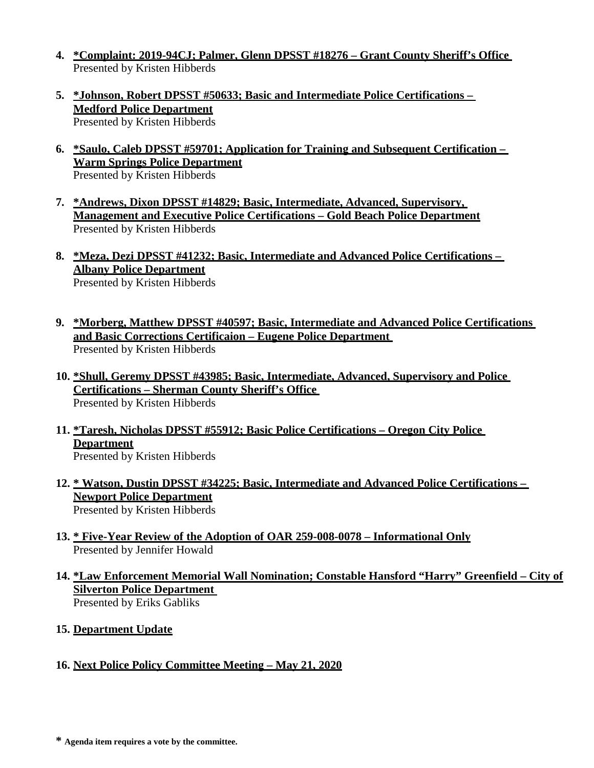4. **<u>*Complaint: 2019-94CJ; Palmer, Glenn DPSST #18276 – Grant County Sheriff's Office</u>**
   Presented by Kristen Hibberds

5. **<u>*Johnson, Robert DPSST #50633; Basic and Intermediate Police Certifications – Medford Police Department</u>**
   Presented by Kristen Hibberds

6. **<u>*Saulo, Caleb DPSST #59701; Application for Training and Subsequent Certification – Warm Springs Police Department</u>**
   Presented by Kristen Hibberds

7. **<u>*Andrews, Dixon DPSST #14829; Basic, Intermediate, Advanced, Supervisory, Management and Executive Police Certifications – Gold Beach Police Department</u>**
   Presented by Kristen Hibberds

8. **<u>*Meza, Dezi DPSST #41232; Basic, Intermediate and Advanced Police Certifications – Albany Police Department</u>**
   Presented by Kristen Hibberds

9. **<u>*Morberg, Matthew DPSST #40597; Basic, Intermediate and Advanced Police Certifications and Basic Corrections Certificaion – Eugene Police Department</u>**
   Presented by Kristen Hibberds

10. **<u>*Shull, Geremy DPSST #43985; Basic, Intermediate, Advanced, Supervisory and Police Certifications – Sherman County Sheriff's Office</u>**
    Presented by Kristen Hibberds

11. **<u>*Taresh, Nicholas DPSST #55912; Basic Police Certifications – Oregon City Police Department</u>**
    Presented by Kristen Hibberds

12. **<u>* Watson, Dustin DPSST #34225; Basic, Intermediate and Advanced Police Certifications – Newport Police Department</u>**
    Presented by Kristen Hibberds

13. **<u>* Five-Year Review of the Adoption of OAR 259-008-0078 – Informational Only</u>**
    Presented by Jennifer Howald

14. **<u>*Law Enforcement Memorial Wall Nomination; Constable Hansford "Harry" Greenfield – City of Silverton Police Department</u>**
    Presented by Eriks Gabliks

15. **<u>Department Update</u>**

16. **<u>Next Police Policy Committee Meeting – May 21, 2020</u>**

**\* Agenda item requires a vote by the committee.**